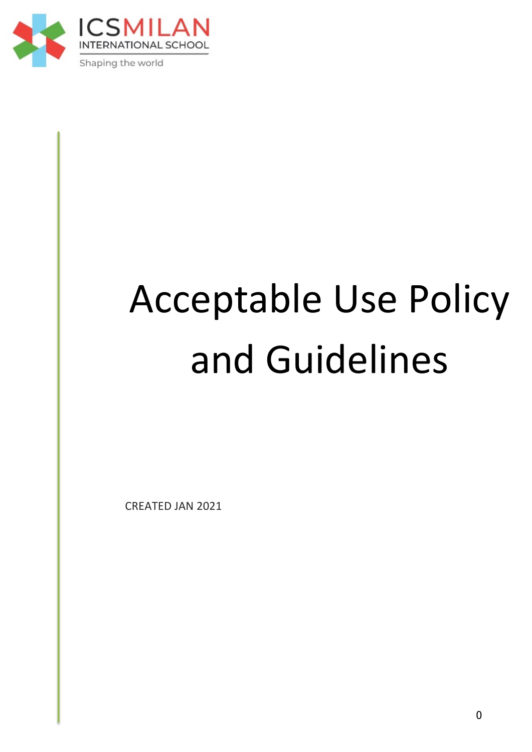ICSMILAN INTERNATIONAL SCHOOL

Shaping the world

# Acceptable Use Policy and Guidelines

CREATED JAN 2021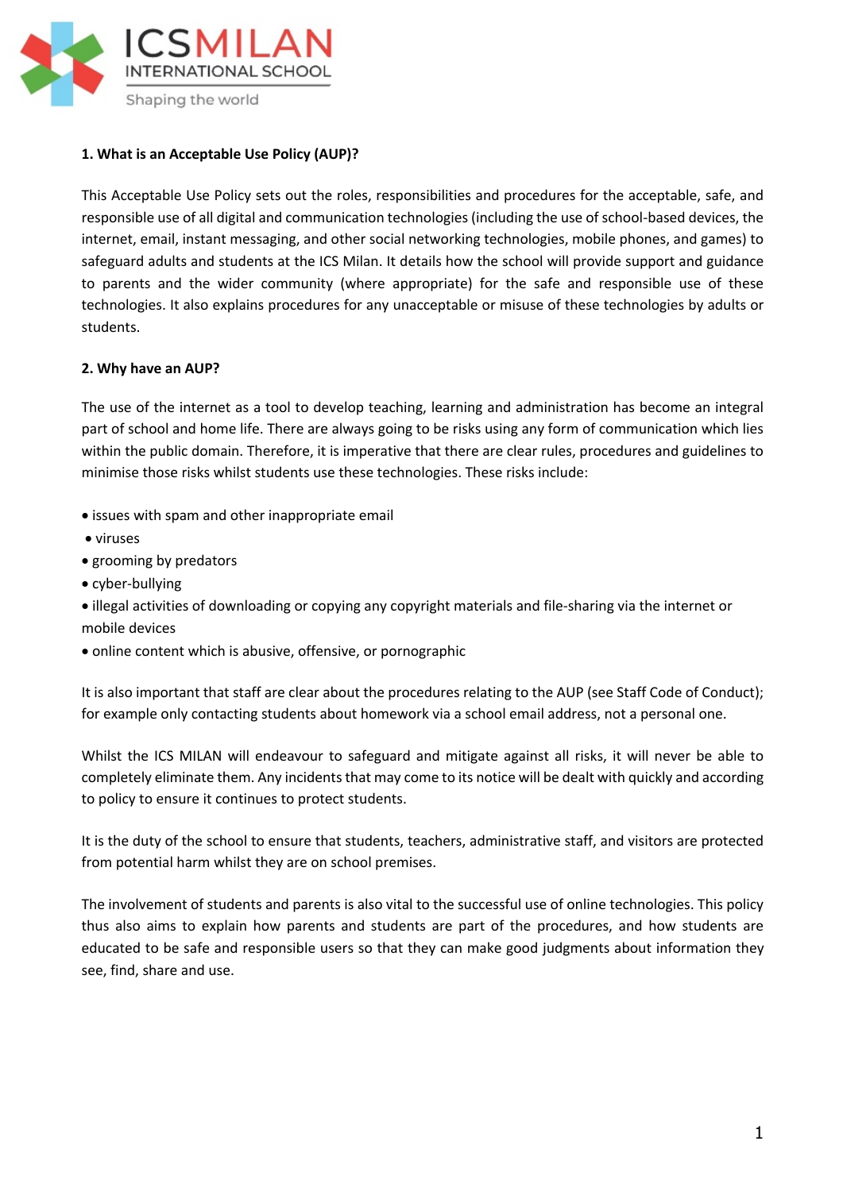**1. What is an Acceptable Use Policy (AUP)?**

This Acceptable Use Policy sets out the roles, responsibilities and procedures for the acceptable, safe, and responsible use of all digital and communication technologies (including the use of school-based devices, the internet, email, instant messaging, and other social networking technologies, mobile phones, and games) to safeguard adults and students at the ICS Milan. It details how the school will provide support and guidance to parents and the wider community (where appropriate) for the safe and responsible use of these technologies. It also explains procedures for any unacceptable or misuse of these technologies by adults or students.

**2. Why have an AUP?**

The use of the internet as a tool to develop teaching, learning and administration has become an integral part of school and home life. There are always going to be risks using any form of communication which lies within the public domain. Therefore, it is imperative that there are clear rules, procedures and guidelines to minimise those risks whilst students use these technologies. These risks include:

- issues with spam and other inappropriate email
- viruses
- grooming by predators
- cyber-bullying
- illegal activities of downloading or copying any copyright materials and file-sharing via the internet or mobile devices
- online content which is abusive, offensive, or pornographic

It is also important that staff are clear about the procedures relating to the AUP (see Staff Code of Conduct); for example only contacting students about homework via a school email address, not a personal one.

Whilst the ICS MILAN will endeavour to safeguard and mitigate against all risks, it will never be able to completely eliminate them. Any incidents that may come to its notice will be dealt with quickly and according to policy to ensure it continues to protect students.

It is the duty of the school to ensure that students, teachers, administrative staff, and visitors are protected from potential harm whilst they are on school premises.

The involvement of students and parents is also vital to the successful use of online technologies. This policy thus also aims to explain how parents and students are part of the procedures, and how students are educated to be safe and responsible users so that they can make good judgments about information they see, find, share and use.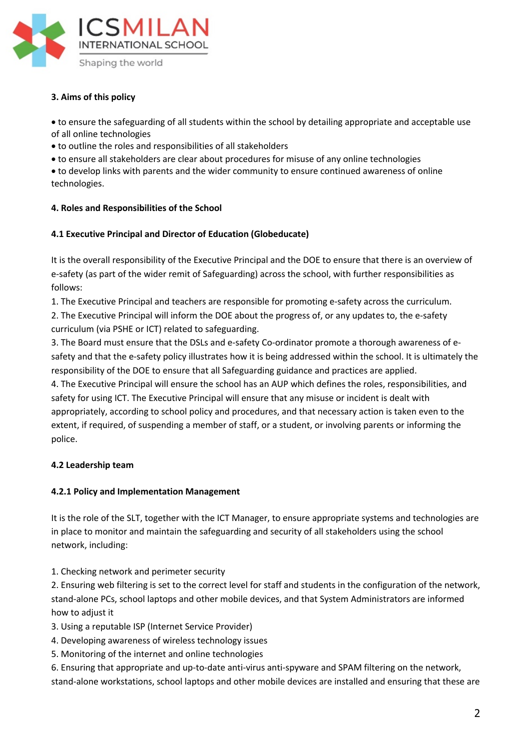**3. Aims of this policy**

- to ensure the safeguarding of all students within the school by detailing appropriate and acceptable use of all online technologies
- to outline the roles and responsibilities of all stakeholders
- to ensure all stakeholders are clear about procedures for misuse of any online technologies
- to develop links with parents and the wider community to ensure continued awareness of online technologies.

**4. Roles and Responsibilities of the School**

**4.1 Executive Principal and Director of Education (Globeducate)**

It is the overall responsibility of the Executive Principal and the DOE to ensure that there is an overview of e-safety (as part of the wider remit of Safeguarding) across the school, with further responsibilities as follows:

1. The Executive Principal and teachers are responsible for promoting e-safety across the curriculum.
2. The Executive Principal will inform the DOE about the progress of, or any updates to, the e-safety curriculum (via PSHE or ICT) related to safeguarding.
3. The Board must ensure that the DSLs and e-safety Co-ordinator promote a thorough awareness of e-safety and that the e-safety policy illustrates how it is being addressed within the school. It is ultimately the responsibility of the DOE to ensure that all Safeguarding guidance and practices are applied.
4. The Executive Principal will ensure the school has an AUP which defines the roles, responsibilities, and safety for using ICT. The Executive Principal will ensure that any misuse or incident is dealt with appropriately, according to school policy and procedures, and that necessary action is taken even to the extent, if required, of suspending a member of staff, or a student, or involving parents or informing the police.

**4.2 Leadership team**

**4.2.1 Policy and Implementation Management**

It is the role of the SLT, together with the ICT Manager, to ensure appropriate systems and technologies are in place to monitor and maintain the safeguarding and security of all stakeholders using the school network, including:

1. Checking network and perimeter security
2. Ensuring web filtering is set to the correct level for staff and students in the configuration of the network, stand-alone PCs, school laptops and other mobile devices, and that System Administrators are informed how to adjust it
3. Using a reputable ISP (Internet Service Provider)
4. Developing awareness of wireless technology issues
5. Monitoring of the internet and online technologies
6. Ensuring that appropriate and up-to-date anti-virus anti-spyware and SPAM filtering on the network, stand-alone workstations, school laptops and other mobile devices are installed and ensuring that these are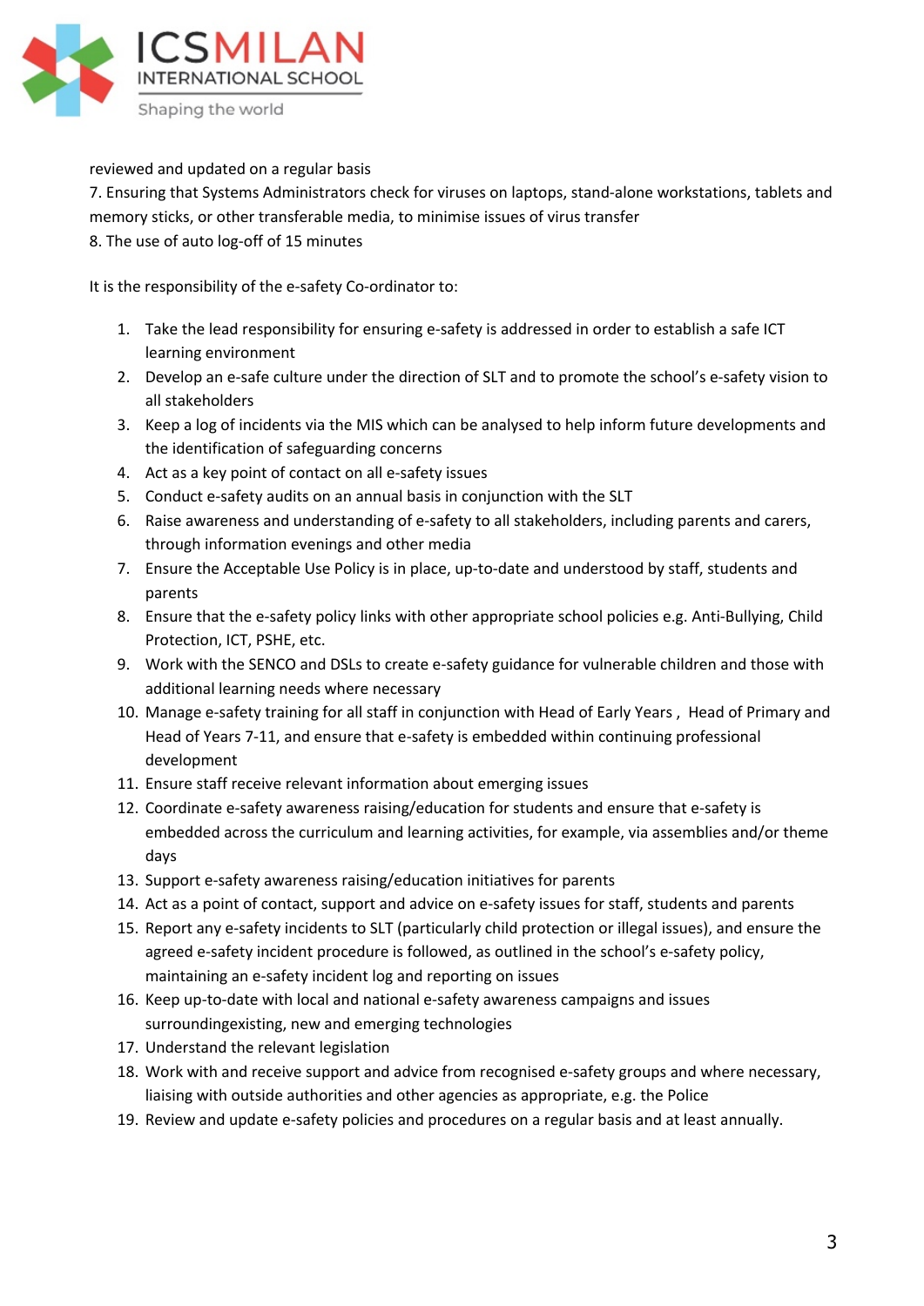reviewed and updated on a regular basis

7. Ensuring that Systems Administrators check for viruses on laptops, stand-alone workstations, tablets and memory sticks, or other transferable media, to minimise issues of virus transfer
8. The use of auto log-off of 15 minutes

It is the responsibility of the e-safety Co-ordinator to:

1. Take the lead responsibility for ensuring e-safety is addressed in order to establish a safe ICT learning environment
2. Develop an e-safe culture under the direction of SLT and to promote the school's e-safety vision to all stakeholders
3. Keep a log of incidents via the MIS which can be analysed to help inform future developments and the identification of safeguarding concerns
4. Act as a key point of contact on all e-safety issues
5. Conduct e-safety audits on an annual basis in conjunction with the SLT
6. Raise awareness and understanding of e-safety to all stakeholders, including parents and carers, through information evenings and other media
7. Ensure the Acceptable Use Policy is in place, up-to-date and understood by staff, students and parents
8. Ensure that the e-safety policy links with other appropriate school policies e.g. Anti-Bullying, Child Protection, ICT, PSHE, etc.
9. Work with the SENCO and DSLs to create e-safety guidance for vulnerable children and those with additional learning needs where necessary
10. Manage e-safety training for all staff in conjunction with Head of Early Years , Head of Primary and Head of Years 7-11, and ensure that e-safety is embedded within continuing professional development
11. Ensure staff receive relevant information about emerging issues
12. Coordinate e-safety awareness raising/education for students and ensure that e-safety is embedded across the curriculum and learning activities, for example, via assemblies and/or theme days
13. Support e-safety awareness raising/education initiatives for parents
14. Act as a point of contact, support and advice on e-safety issues for staff, students and parents
15. Report any e-safety incidents to SLT (particularly child protection or illegal issues), and ensure the agreed e-safety incident procedure is followed, as outlined in the school's e-safety policy, maintaining an e-safety incident log and reporting on issues
16. Keep up-to-date with local and national e-safety awareness campaigns and issues surroundingexisting, new and emerging technologies
17. Understand the relevant legislation
18. Work with and receive support and advice from recognised e-safety groups and where necessary, liaising with outside authorities and other agencies as appropriate, e.g. the Police
19. Review and update e-safety policies and procedures on a regular basis and at least annually.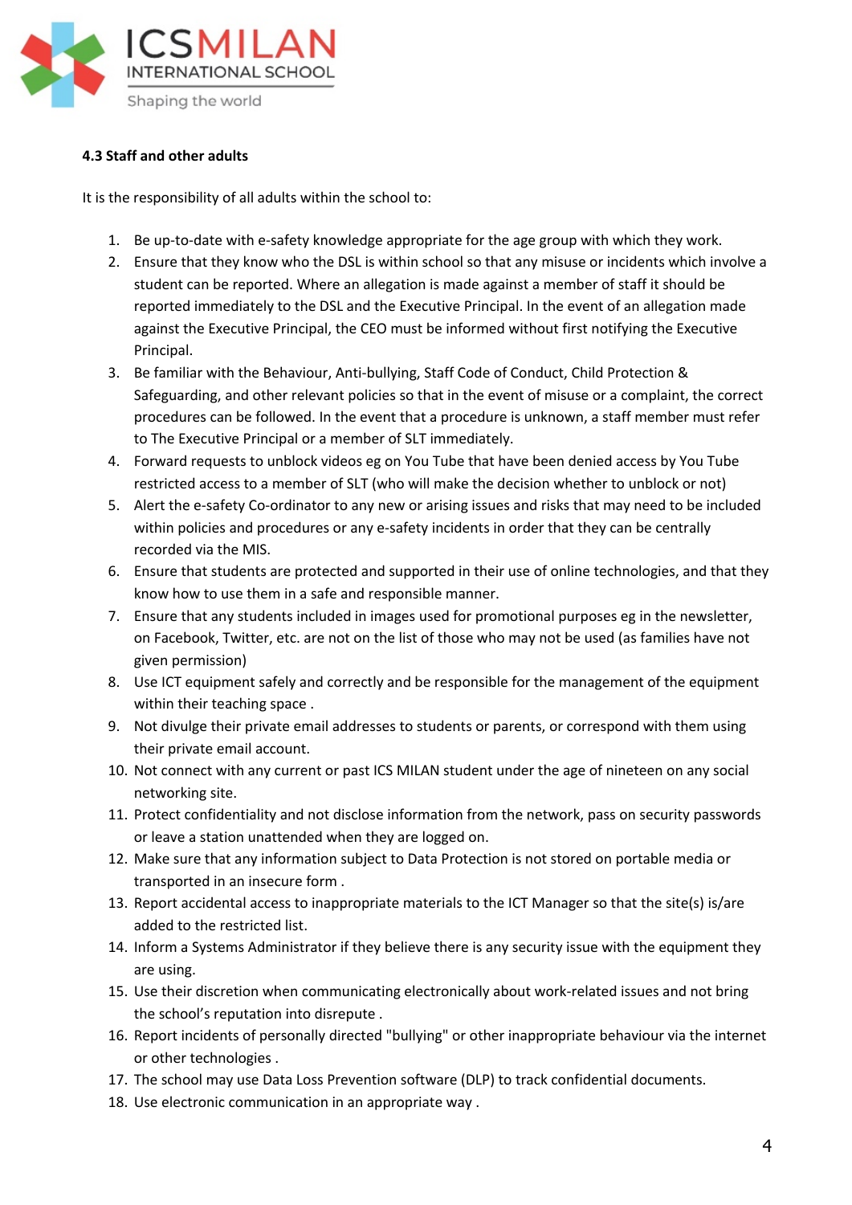### 4.3 Staff and other adults

It is the responsibility of all adults within the school to:

1. Be up-to-date with e-safety knowledge appropriate for the age group with which they work.
2. Ensure that they know who the DSL is within school so that any misuse or incidents which involve a student can be reported. Where an allegation is made against a member of staff it should be reported immediately to the DSL and the Executive Principal. In the event of an allegation made against the Executive Principal, the CEO must be informed without first notifying the Executive Principal.
3. Be familiar with the Behaviour, Anti-bullying, Staff Code of Conduct, Child Protection & Safeguarding, and other relevant policies so that in the event of misuse or a complaint, the correct procedures can be followed. In the event that a procedure is unknown, a staff member must refer to The Executive Principal or a member of SLT immediately.
4. Forward requests to unblock videos eg on You Tube that have been denied access by You Tube restricted access to a member of SLT (who will make the decision whether to unblock or not)
5. Alert the e-safety Co-ordinator to any new or arising issues and risks that may need to be included within policies and procedures or any e-safety incidents in order that they can be centrally recorded via the MIS.
6. Ensure that students are protected and supported in their use of online technologies, and that they know how to use them in a safe and responsible manner.
7. Ensure that any students included in images used for promotional purposes eg in the newsletter, on Facebook, Twitter, etc. are not on the list of those who may not be used (as families have not given permission)
8. Use ICT equipment safely and correctly and be responsible for the management of the equipment within their teaching space .
9. Not divulge their private email addresses to students or parents, or correspond with them using their private email account.
10. Not connect with any current or past ICS MILAN student under the age of nineteen on any social networking site.
11. Protect confidentiality and not disclose information from the network, pass on security passwords or leave a station unattended when they are logged on.
12. Make sure that any information subject to Data Protection is not stored on portable media or transported in an insecure form .
13. Report accidental access to inappropriate materials to the ICT Manager so that the site(s) is/are added to the restricted list.
14. Inform a Systems Administrator if they believe there is any security issue with the equipment they are using.
15. Use their discretion when communicating electronically about work-related issues and not bring the school's reputation into disrepute .
16. Report incidents of personally directed "bullying" or other inappropriate behaviour via the internet or other technologies .
17. The school may use Data Loss Prevention software (DLP) to track confidential documents.
18. Use electronic communication in an appropriate way .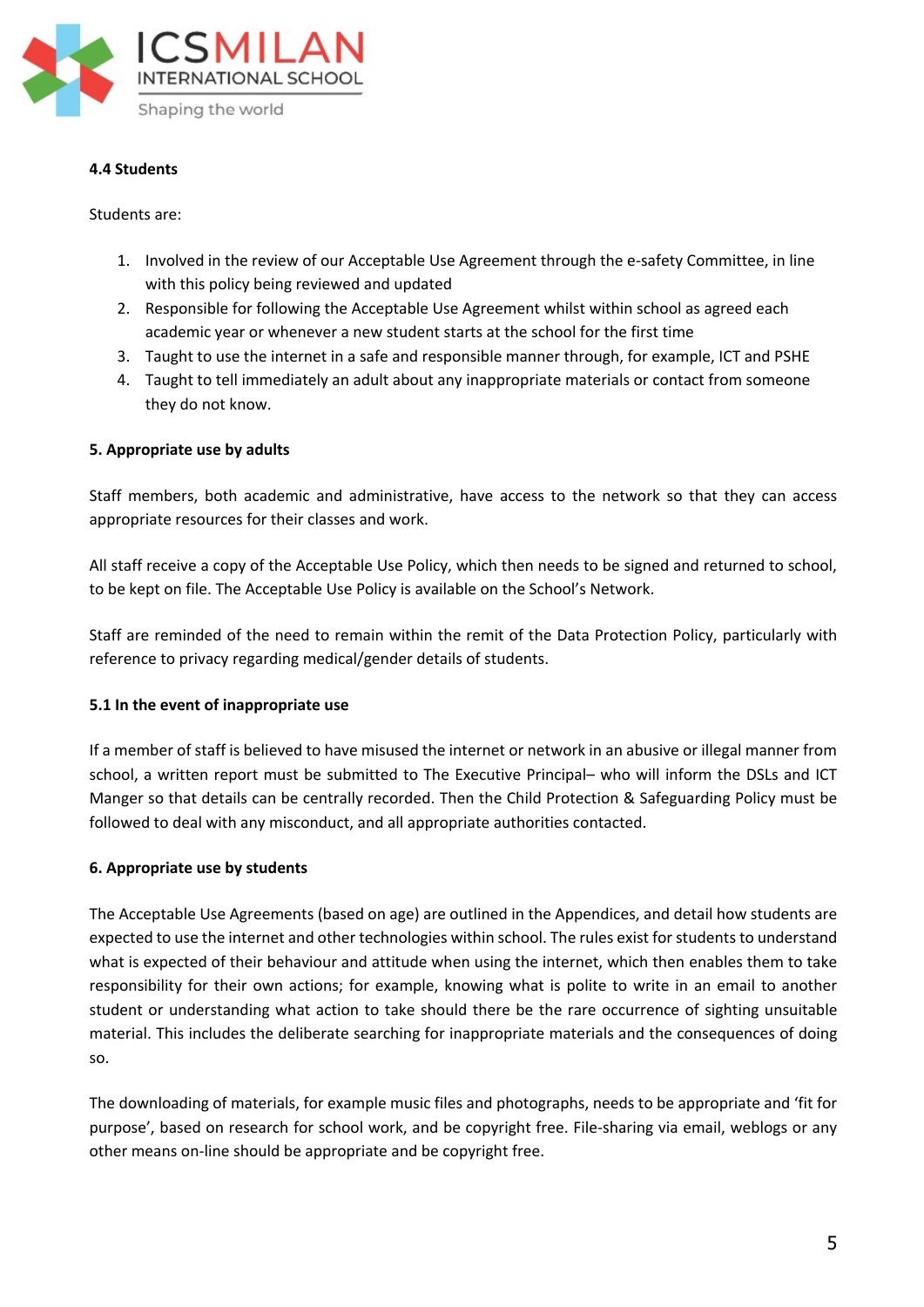**4.4 Students**

Students are:

1. Involved in the review of our Acceptable Use Agreement through the e-safety Committee, in line with this policy being reviewed and updated
2. Responsible for following the Acceptable Use Agreement whilst within school as agreed each academic year or whenever a new student starts at the school for the first time
3. Taught to use the internet in a safe and responsible manner through, for example, ICT and PSHE
4. Taught to tell immediately an adult about any inappropriate materials or contact from someone they do not know.

**5. Appropriate use by adults**

Staff members, both academic and administrative, have access to the network so that they can access appropriate resources for their classes and work.

All staff receive a copy of the Acceptable Use Policy, which then needs to be signed and returned to school, to be kept on file. The Acceptable Use Policy is available on the School's Network.

Staff are reminded of the need to remain within the remit of the Data Protection Policy, particularly with reference to privacy regarding medical/gender details of students.

**5.1 In the event of inappropriate use**

If a member of staff is believed to have misused the internet or network in an abusive or illegal manner from school, a written report must be submitted to The Executive Principal– who will inform the DSLs and ICT Manger so that details can be centrally recorded. Then the Child Protection & Safeguarding Policy must be followed to deal with any misconduct, and all appropriate authorities contacted.

**6. Appropriate use by students**

The Acceptable Use Agreements (based on age) are outlined in the Appendices, and detail how students are expected to use the internet and other technologies within school. The rules exist for students to understand what is expected of their behaviour and attitude when using the internet, which then enables them to take responsibility for their own actions; for example, knowing what is polite to write in an email to another student or understanding what action to take should there be the rare occurrence of sighting unsuitable material. This includes the deliberate searching for inappropriate materials and the consequences of doing so.

The downloading of materials, for example music files and photographs, needs to be appropriate and 'fit for purpose', based on research for school work, and be copyright free. File-sharing via email, weblogs or any other means on-line should be appropriate and be copyright free.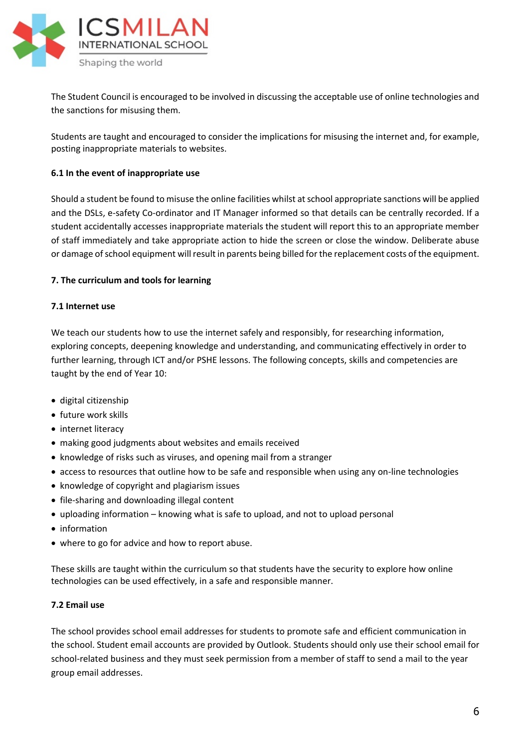The Student Council is encouraged to be involved in discussing the acceptable use of online technologies and the sanctions for misusing them.

Students are taught and encouraged to consider the implications for misusing the internet and, for example, posting inappropriate materials to websites.

**6.1 In the event of inappropriate use**

Should a student be found to misuse the online facilities whilst at school appropriate sanctions will be applied and the DSLs, e-safety Co-ordinator and IT Manager informed so that details can be centrally recorded. If a student accidentally accesses inappropriate materials the student will report this to an appropriate member of staff immediately and take appropriate action to hide the screen or close the window. Deliberate abuse or damage of school equipment will result in parents being billed for the replacement costs of the equipment.

**7. The curriculum and tools for learning**

**7.1 Internet use**

We teach our students how to use the internet safely and responsibly, for researching information, exploring concepts, deepening knowledge and understanding, and communicating effectively in order to further learning, through ICT and/or PSHE lessons. The following concepts, skills and competencies are taught by the end of Year 10:

- digital citizenship
- future work skills
- internet literacy
- making good judgments about websites and emails received
- knowledge of risks such as viruses, and opening mail from a stranger
- access to resources that outline how to be safe and responsible when using any on-line technologies
- knowledge of copyright and plagiarism issues
- file-sharing and downloading illegal content
- uploading information – knowing what is safe to upload, and not to upload personal
- information
- where to go for advice and how to report abuse.

These skills are taught within the curriculum so that students have the security to explore how online technologies can be used effectively, in a safe and responsible manner.

**7.2 Email use**

The school provides school email addresses for students to promote safe and efficient communication in the school. Student email accounts are provided by Outlook. Students should only use their school email for school-related business and they must seek permission from a member of staff to send a mail to the year group email addresses.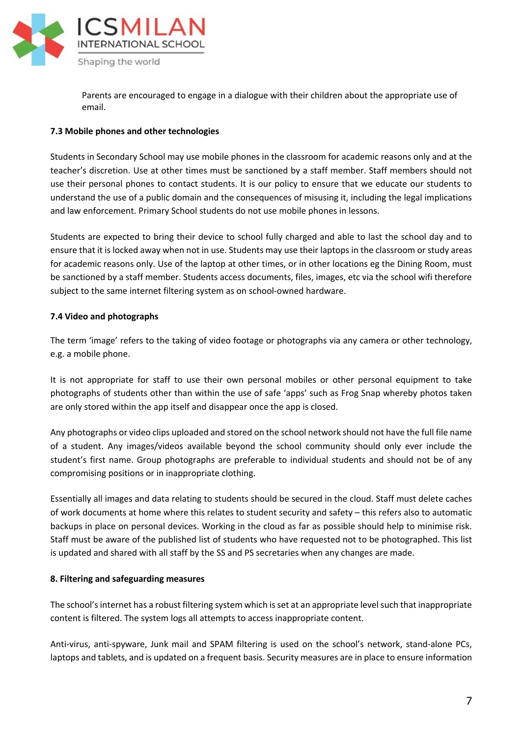Parents are encouraged to engage in a dialogue with their children about the appropriate use of email.

### 7.3 Mobile phones and other technologies

Students in Secondary School may use mobile phones in the classroom for academic reasons only and at the teacher's discretion. Use at other times must be sanctioned by a staff member. Staff members should not use their personal phones to contact students. It is our policy to ensure that we educate our students to understand the use of a public domain and the consequences of misusing it, including the legal implications and law enforcement. Primary School students do not use mobile phones in lessons.

Students are expected to bring their device to school fully charged and able to last the school day and to ensure that it is locked away when not in use. Students may use their laptops in the classroom or study areas for academic reasons only. Use of the laptop at other times, or in other locations eg the Dining Room, must be sanctioned by a staff member. Students access documents, files, images, etc via the school wifi therefore subject to the same internet filtering system as on school-owned hardware.

### 7.4 Video and photographs

The term 'image' refers to the taking of video footage or photographs via any camera or other technology, e.g. a mobile phone.

It is not appropriate for staff to use their own personal mobiles or other personal equipment to take photographs of students other than within the use of safe 'apps' such as Frog Snap whereby photos taken are only stored within the app itself and disappear once the app is closed.

Any photographs or video clips uploaded and stored on the school network should not have the full file name of a student. Any images/videos available beyond the school community should only ever include the student's first name. Group photographs are preferable to individual students and should not be of any compromising positions or in inappropriate clothing.

Essentially all images and data relating to students should be secured in the cloud. Staff must delete caches of work documents at home where this relates to student security and safety – this refers also to automatic backups in place on personal devices. Working in the cloud as far as possible should help to minimise risk. Staff must be aware of the published list of students who have requested not to be photographed. This list is updated and shared with all staff by the SS and PS secretaries when any changes are made.

## 8. Filtering and safeguarding measures

The school's internet has a robust filtering system which is set at an appropriate level such that inappropriate content is filtered. The system logs all attempts to access inappropriate content.

Anti-virus, anti-spyware, Junk mail and SPAM filtering is used on the school's network, stand-alone PCs, laptops and tablets, and is updated on a frequent basis. Security measures are in place to ensure information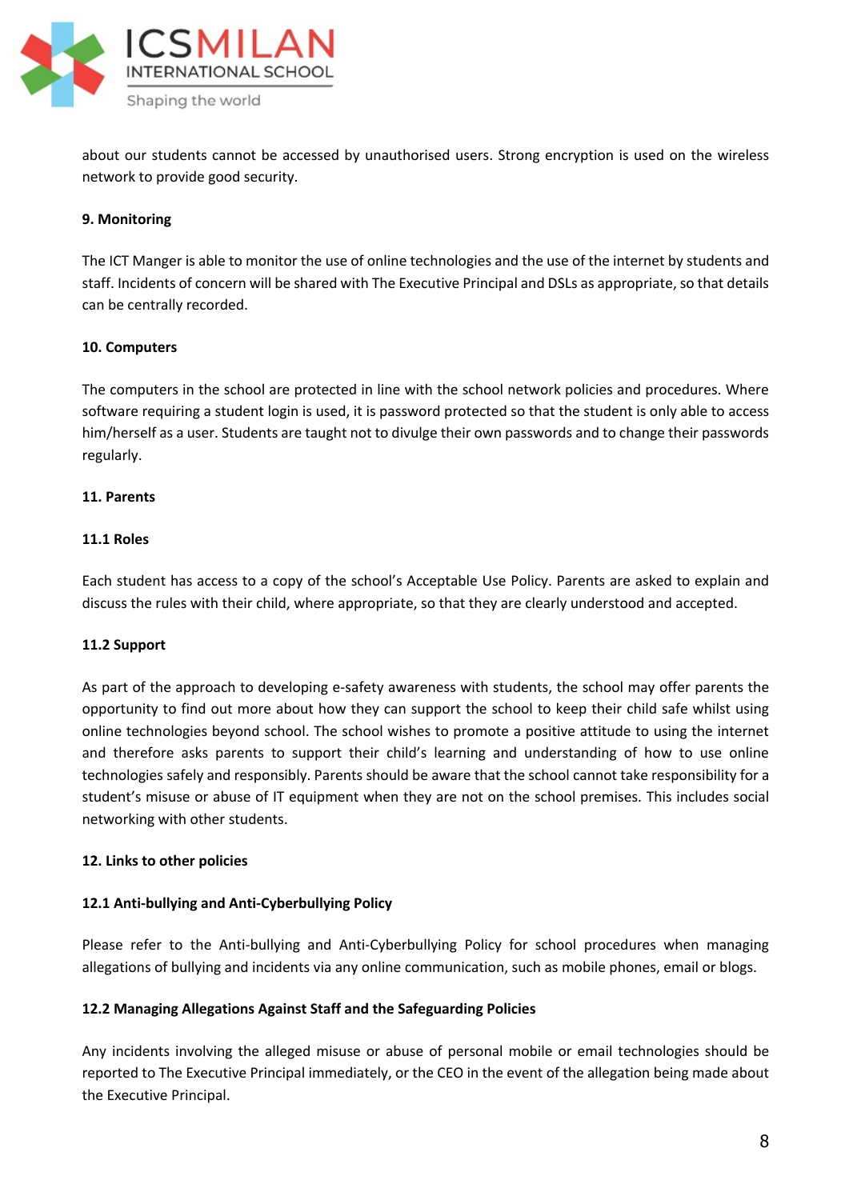about our students cannot be accessed by unauthorised users. Strong encryption is used on the wireless network to provide good security.

## 9. Monitoring

The ICT Manger is able to monitor the use of online technologies and the use of the internet by students and staff. Incidents of concern will be shared with The Executive Principal and DSLs as appropriate, so that details can be centrally recorded.

## 10. Computers

The computers in the school are protected in line with the school network policies and procedures. Where software requiring a student login is used, it is password protected so that the student is only able to access him/herself as a user. Students are taught not to divulge their own passwords and to change their passwords regularly.

## 11. Parents

### 11.1 Roles

Each student has access to a copy of the school's Acceptable Use Policy. Parents are asked to explain and discuss the rules with their child, where appropriate, so that they are clearly understood and accepted.

### 11.2 Support

As part of the approach to developing e-safety awareness with students, the school may offer parents the opportunity to find out more about how they can support the school to keep their child safe whilst using online technologies beyond school. The school wishes to promote a positive attitude to using the internet and therefore asks parents to support their child's learning and understanding of how to use online technologies safely and responsibly. Parents should be aware that the school cannot take responsibility for a student's misuse or abuse of IT equipment when they are not on the school premises. This includes social networking with other students.

## 12. Links to other policies

### 12.1 Anti-bullying and Anti-Cyberbullying Policy

Please refer to the Anti-bullying and Anti-Cyberbullying Policy for school procedures when managing allegations of bullying and incidents via any online communication, such as mobile phones, email or blogs.

### 12.2 Managing Allegations Against Staff and the Safeguarding Policies

Any incidents involving the alleged misuse or abuse of personal mobile or email technologies should be reported to The Executive Principal immediately, or the CEO in the event of the allegation being made about the Executive Principal.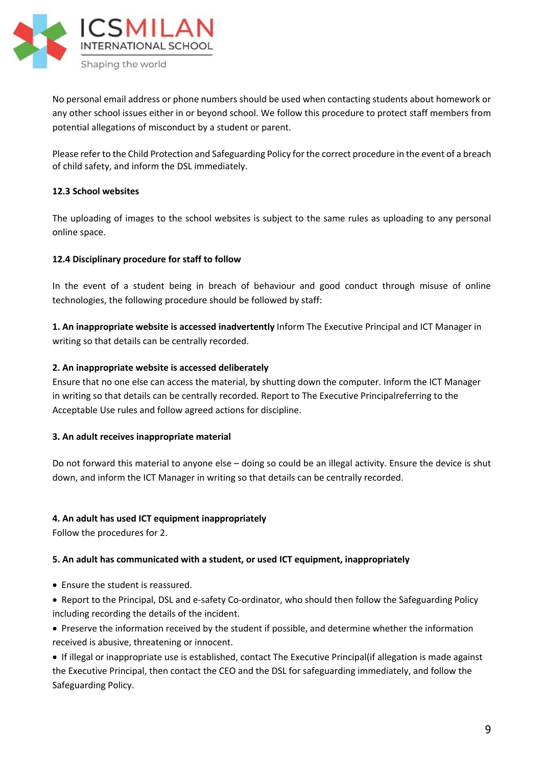No personal email address or phone numbers should be used when contacting students about homework or any other school issues either in or beyond school. We follow this procedure to protect staff members from potential allegations of misconduct by a student or parent.

Please refer to the Child Protection and Safeguarding Policy for the correct procedure in the event of a breach of child safety, and inform the DSL immediately.

### 12.3 School websites

The uploading of images to the school websites is subject to the same rules as uploading to any personal online space.

### 12.4 Disciplinary procedure for staff to follow

In the event of a student being in breach of behaviour and good conduct through misuse of online technologies, the following procedure should be followed by staff:

**1. An inappropriate website is accessed inadvertently** Inform The Executive Principal and ICT Manager in writing so that details can be centrally recorded.

**2. An inappropriate website is accessed deliberately**
Ensure that no one else can access the material, by shutting down the computer. Inform the ICT Manager in writing so that details can be centrally recorded. Report to The Executive Principalreferring to the Acceptable Use rules and follow agreed actions for discipline.

**3. An adult receives inappropriate material**

Do not forward this material to anyone else – doing so could be an illegal activity. Ensure the device is shut down, and inform the ICT Manager in writing so that details can be centrally recorded.

**4. An adult has used ICT equipment inappropriately**
Follow the procedures for 2.

**5. An adult has communicated with a student, or used ICT equipment, inappropriately**

- Ensure the student is reassured.
- Report to the Principal, DSL and e-safety Co-ordinator, who should then follow the Safeguarding Policy including recording the details of the incident.
- Preserve the information received by the student if possible, and determine whether the information received is abusive, threatening or innocent.
- If illegal or inappropriate use is established, contact The Executive Principal(if allegation is made against the Executive Principal, then contact the CEO and the DSL for safeguarding immediately, and follow the Safeguarding Policy.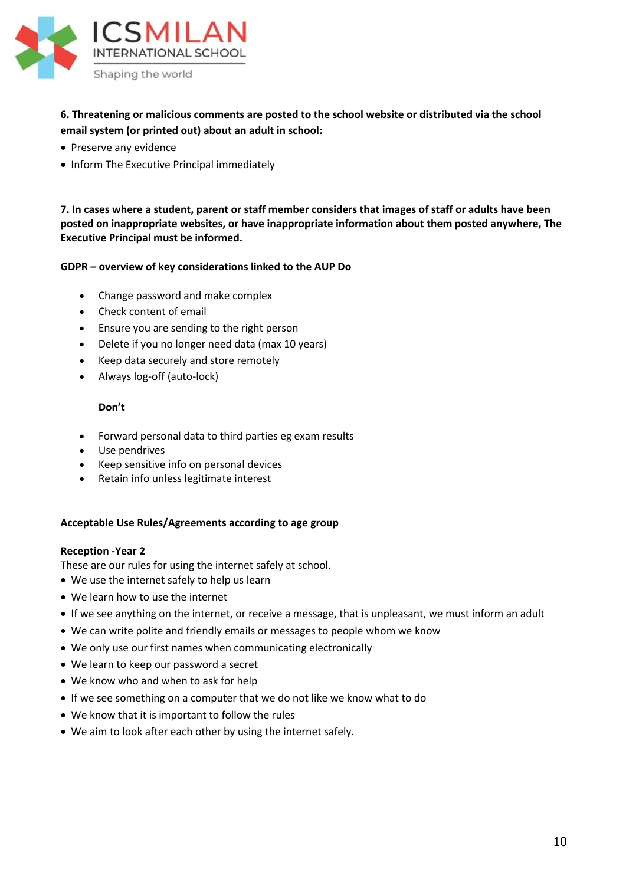**6. Threatening or malicious comments are posted to the school website or distributed via the school email system (or printed out) about an adult in school:**

- Preserve any evidence
- Inform The Executive Principal immediately

**7. In cases where a student, parent or staff member considers that images of staff or adults have been posted on inappropriate websites, or have inappropriate information about them posted anywhere, The Executive Principal must be informed.**

**GDPR – overview of key considerations linked to the AUP Do**

- Change password and make complex
- Check content of email
- Ensure you are sending to the right person
- Delete if you no longer need data (max 10 years)
- Keep data securely and store remotely
- Always log-off (auto-lock)

**Don't**

- Forward personal data to third parties eg exam results
- Use pendrives
- Keep sensitive info on personal devices
- Retain info unless legitimate interest

**Acceptable Use Rules/Agreements according to age group**

**Reception -Year 2**

These are our rules for using the internet safely at school.

- We use the internet safely to help us learn
- We learn how to use the internet
- If we see anything on the internet, or receive a message, that is unpleasant, we must inform an adult
- We can write polite and friendly emails or messages to people whom we know
- We only use our first names when communicating electronically
- We learn to keep our password a secret
- We know who and when to ask for help
- If we see something on a computer that we do not like we know what to do
- We know that it is important to follow the rules
- We aim to look after each other by using the internet safely.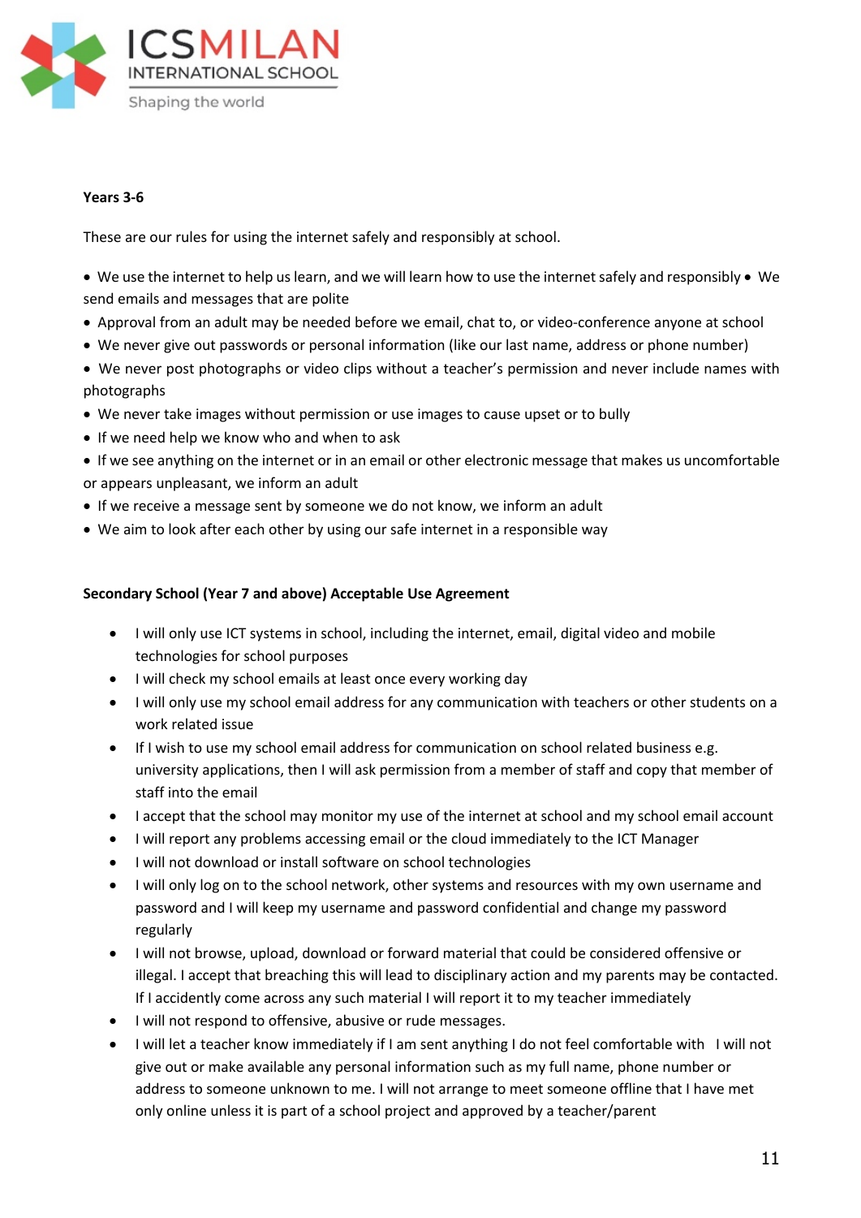**Years 3-6**

These are our rules for using the internet safely and responsibly at school.

- We use the internet to help us learn, and we will learn how to use the internet safely and responsibly
- We send emails and messages that are polite
- Approval from an adult may be needed before we email, chat to, or video-conference anyone at school
- We never give out passwords or personal information (like our last name, address or phone number)
- We never post photographs or video clips without a teacher's permission and never include names with photographs
- We never take images without permission or use images to cause upset or to bully
- If we need help we know who and when to ask
- If we see anything on the internet or in an email or other electronic message that makes us uncomfortable or appears unpleasant, we inform an adult
- If we receive a message sent by someone we do not know, we inform an adult
- We aim to look after each other by using our safe internet in a responsible way

**Secondary School (Year 7 and above) Acceptable Use Agreement**

- I will only use ICT systems in school, including the internet, email, digital video and mobile technologies for school purposes
- I will check my school emails at least once every working day
- I will only use my school email address for any communication with teachers or other students on a work related issue
- If I wish to use my school email address for communication on school related business e.g. university applications, then I will ask permission from a member of staff and copy that member of staff into the email
- I accept that the school may monitor my use of the internet at school and my school email account
- I will report any problems accessing email or the cloud immediately to the ICT Manager
- I will not download or install software on school technologies
- I will only log on to the school network, other systems and resources with my own username and password and I will keep my username and password confidential and change my password regularly
- I will not browse, upload, download or forward material that could be considered offensive or illegal. I accept that breaching this will lead to disciplinary action and my parents may be contacted. If I accidently come across any such material I will report it to my teacher immediately
- I will not respond to offensive, abusive or rude messages.
- I will let a teacher know immediately if I am sent anything I do not feel comfortable with I will not give out or make available any personal information such as my full name, phone number or address to someone unknown to me. I will not arrange to meet someone offline that I have met only online unless it is part of a school project and approved by a teacher/parent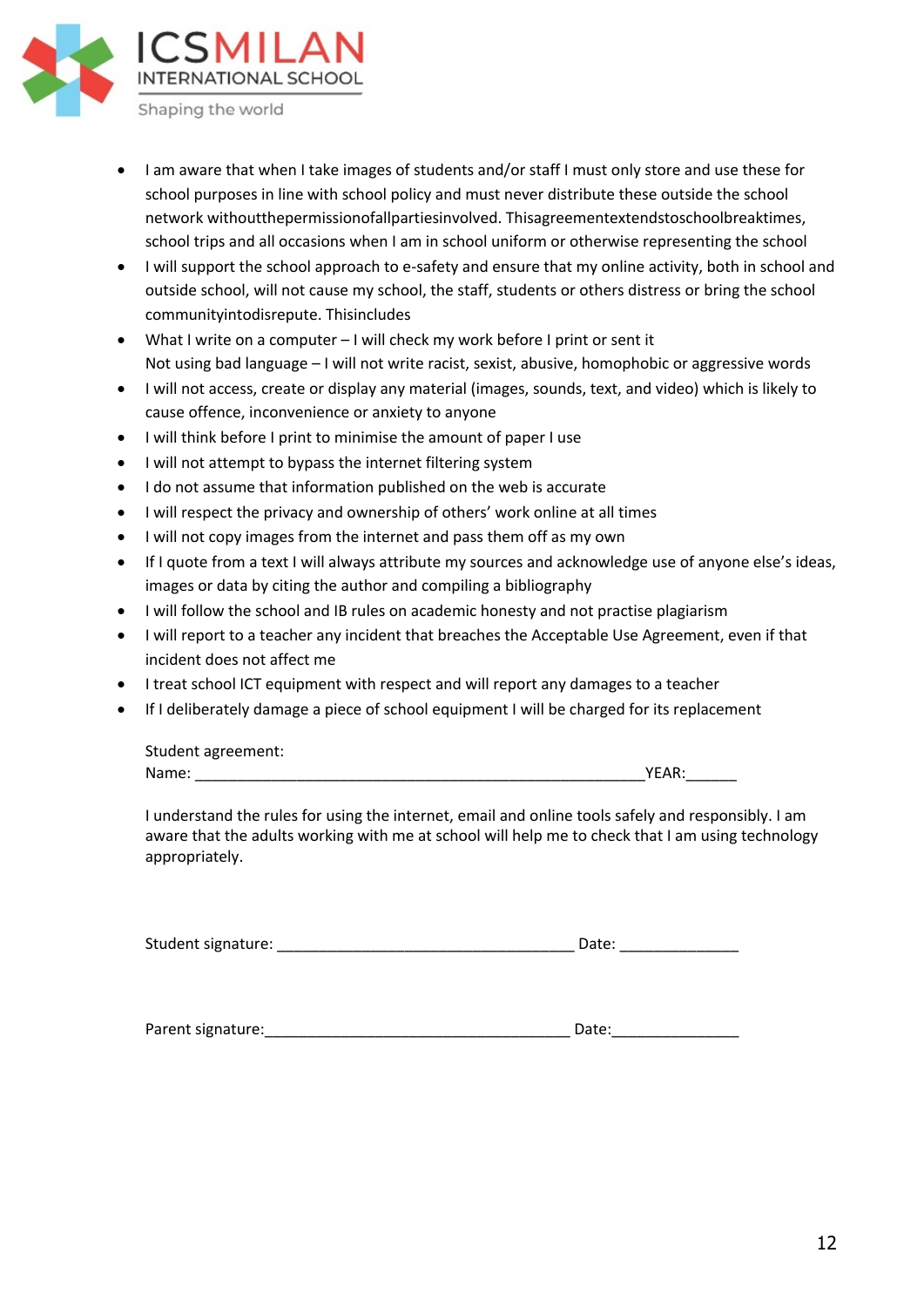- I am aware that when I take images of students and/or staff I must only store and use these for school purposes in line with school policy and must never distribute these outside the school network withoutthepermissionofallpartiesinvolved. Thisagreementextendstoschoolbreaktimes, school trips and all occasions when I am in school uniform or otherwise representing the school
- I will support the school approach to e-safety and ensure that my online activity, both in school and outside school, will not cause my school, the staff, students or others distress or bring the school communityintodisrepute. Thisincludes
- What I write on a computer – I will check my work before I print or sent it
  Not using bad language – I will not write racist, sexist, abusive, homophobic or aggressive words
- I will not access, create or display any material (images, sounds, text, and video) which is likely to cause offence, inconvenience or anxiety to anyone
- I will think before I print to minimise the amount of paper I use
- I will not attempt to bypass the internet filtering system
- I do not assume that information published on the web is accurate
- I will respect the privacy and ownership of others' work online at all times
- I will not copy images from the internet and pass them off as my own
- If I quote from a text I will always attribute my sources and acknowledge use of anyone else's ideas, images or data by citing the author and compiling a bibliography
- I will follow the school and IB rules on academic honesty and not practise plagiarism
- I will report to a teacher any incident that breaches the Acceptable Use Agreement, even if that incident does not affect me
- I treat school ICT equipment with respect and will report any damages to a teacher
- If I deliberately damage a piece of school equipment I will be charged for its replacement

Student agreement:
Name: ________________________________________________________YEAR:______

I understand the rules for using the internet, email and online tools safely and responsibly. I am aware that the adults working with me at school will help me to check that I am using technology appropriately.

Student signature: _____________________________________ Date: ______________

Parent signature:______________________________________ Date:________________